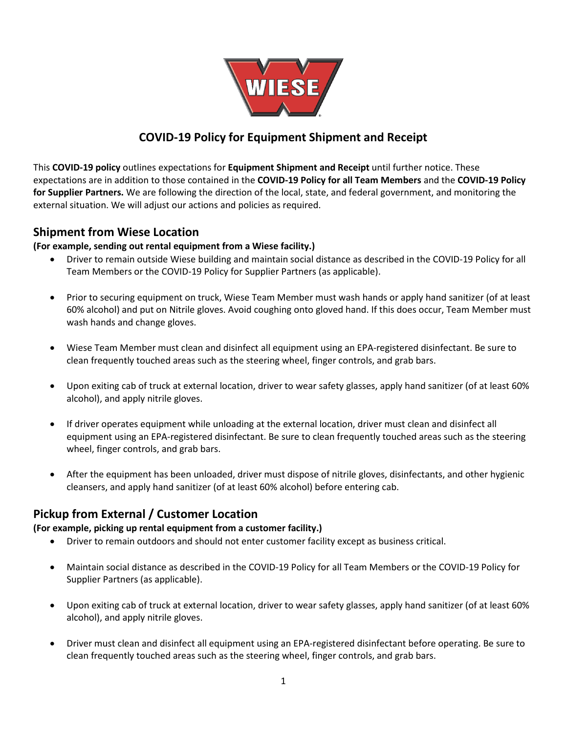# COVID-19 Policy for Equipment Shipment and Receipt

This **COVID-19 policy** outlines expectations for **Equipment Shipment and Receipt** until further notice. These expectations are in addition to those contained in the **COVID-19 Policy for all Team Members** and the **COVID-19 Policy for Supplier Partners.** We are following the direction of the local, state, and federal government, and monitoring the external situation. We will adjust our actions and policies as required.

## Shipment from Wiese Location

**(For example, sending out rental equipment from a Wiese facility.)**

- Driver to remain outside Wiese building and maintain social distance as described in the COVID-19 Policy for all Team Members or the COVID-19 Policy for Supplier Partners (as applicable).
- Prior to securing equipment on truck, Wiese Team Member must wash hands or apply hand sanitizer (of at least 60% alcohol) and put on Nitrile gloves. Avoid coughing onto gloved hand. If this does occur, Team Member must wash hands and change gloves.
- Wiese Team Member must clean and disinfect all equipment using an EPA-registered disinfectant. Be sure to clean frequently touched areas such as the steering wheel, finger controls, and grab bars.
- Upon exiting cab of truck at external location, driver to wear safety glasses, apply hand sanitizer (of at least 60% alcohol), and apply nitrile gloves.
- If driver operates equipment while unloading at the external location, driver must clean and disinfect all equipment using an EPA-registered disinfectant. Be sure to clean frequently touched areas such as the steering wheel, finger controls, and grab bars.
- After the equipment has been unloaded, driver must dispose of nitrile gloves, disinfectants, and other hygienic cleansers, and apply hand sanitizer (of at least 60% alcohol) before entering cab.

## Pickup from External / Customer Location

**(For example, picking up rental equipment from a customer facility.)**

- Driver to remain outdoors and should not enter customer facility except as business critical.
- Maintain social distance as described in the COVID-19 Policy for all Team Members or the COVID-19 Policy for Supplier Partners (as applicable).
- Upon exiting cab of truck at external location, driver to wear safety glasses, apply hand sanitizer (of at least 60% alcohol), and apply nitrile gloves.
- Driver must clean and disinfect all equipment using an EPA-registered disinfectant before operating. Be sure to clean frequently touched areas such as the steering wheel, finger controls, and grab bars.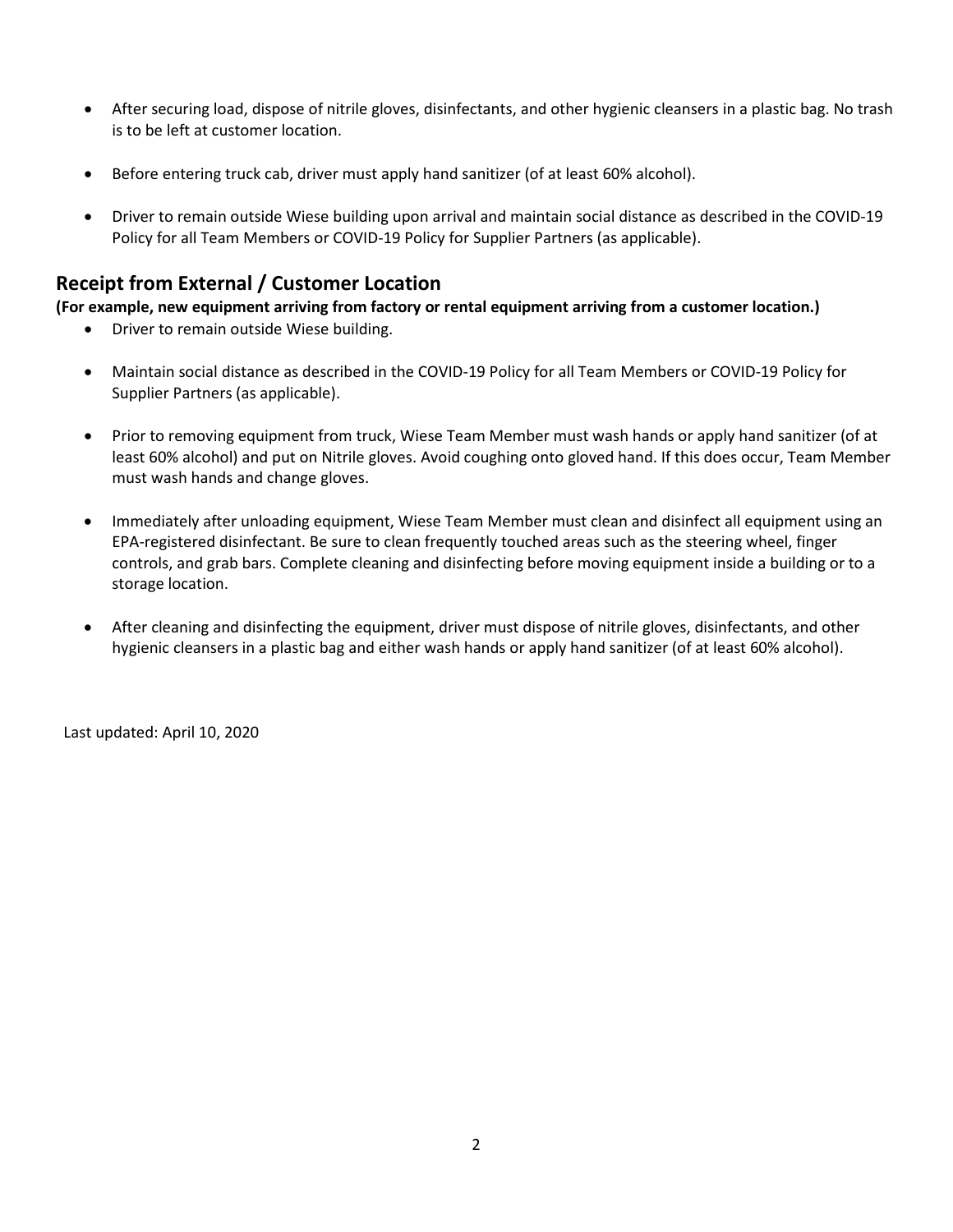- After securing load, dispose of nitrile gloves, disinfectants, and other hygienic cleansers in a plastic bag. No trash is to be left at customer location.

- Before entering truck cab, driver must apply hand sanitizer (of at least 60% alcohol).

- Driver to remain outside Wiese building upon arrival and maintain social distance as described in the COVID-19 Policy for all Team Members or COVID-19 Policy for Supplier Partners (as applicable).

## Receipt from External / Customer Location

**(For example, new equipment arriving from factory or rental equipment arriving from a customer location.)**

- Driver to remain outside Wiese building.

- Maintain social distance as described in the COVID-19 Policy for all Team Members or COVID-19 Policy for Supplier Partners (as applicable).

- Prior to removing equipment from truck, Wiese Team Member must wash hands or apply hand sanitizer (of at least 60% alcohol) and put on Nitrile gloves. Avoid coughing onto gloved hand. If this does occur, Team Member must wash hands and change gloves.

- Immediately after unloading equipment, Wiese Team Member must clean and disinfect all equipment using an EPA-registered disinfectant. Be sure to clean frequently touched areas such as the steering wheel, finger controls, and grab bars. Complete cleaning and disinfecting before moving equipment inside a building or to a storage location.

- After cleaning and disinfecting the equipment, driver must dispose of nitrile gloves, disinfectants, and other hygienic cleansers in a plastic bag and either wash hands or apply hand sanitizer (of at least 60% alcohol).

Last updated: April 10, 2020